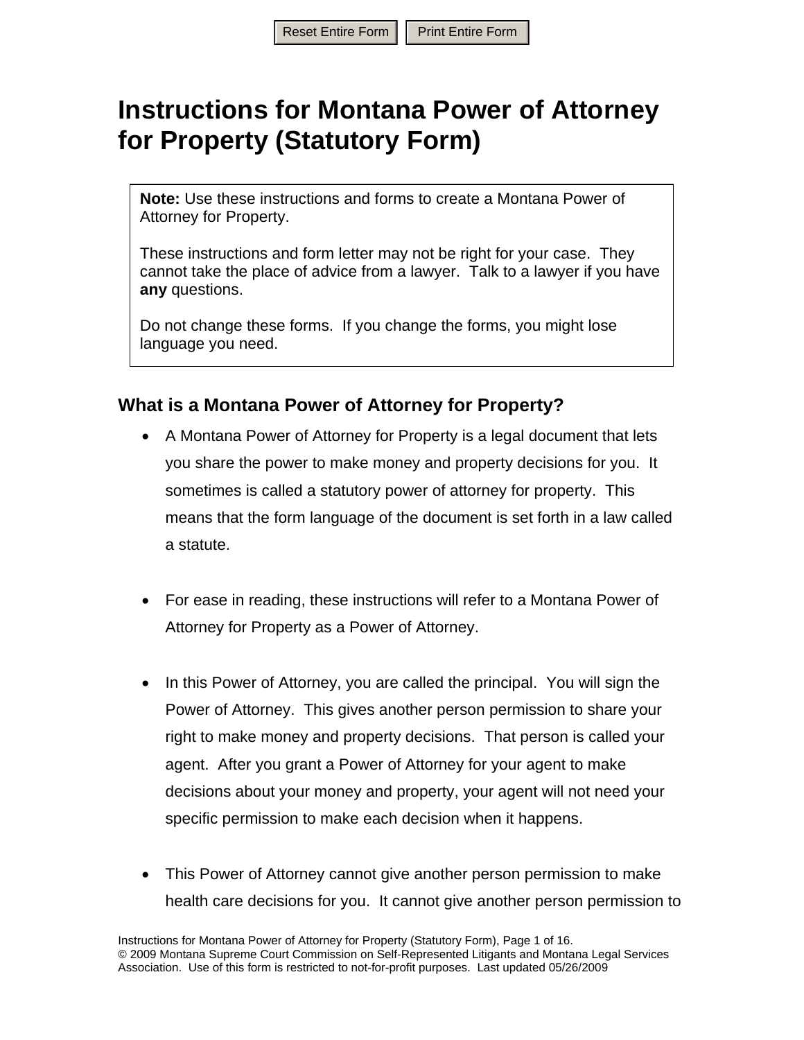Reset Entire Form | Print Entire Form

# Instructions for Montana Power of Attorney for Property (Statutory Form)

> **Note:** Use these instructions and forms to create a Montana Power of Attorney for Property.
>
> These instructions and form letter may not be right for your case. They cannot take the place of advice from a lawyer. Talk to a lawyer if you have **any** questions.
>
> Do not change these forms. If you change the forms, you might lose language you need.

## What is a Montana Power of Attorney for Property?

- A Montana Power of Attorney for Property is a legal document that lets you share the power to make money and property decisions for you. It sometimes is called a statutory power of attorney for property. This means that the form language of the document is set forth in a law called a statute.

- For ease in reading, these instructions will refer to a Montana Power of Attorney for Property as a Power of Attorney.

- In this Power of Attorney, you are called the principal. You will sign the Power of Attorney. This gives another person permission to share your right to make money and property decisions. That person is called your agent. After you grant a Power of Attorney for your agent to make decisions about your money and property, your agent will not need your specific permission to make each decision when it happens.

- This Power of Attorney cannot give another person permission to make health care decisions for you. It cannot give another person permission to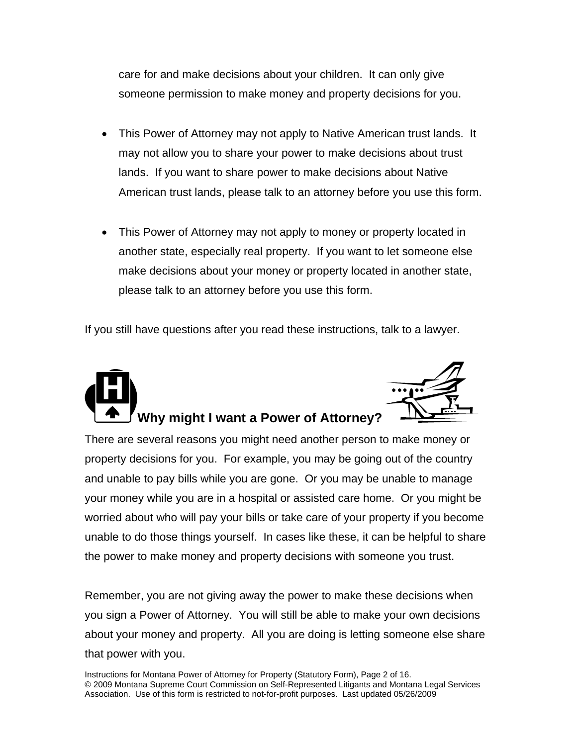care for and make decisions about your children. It can only give someone permission to make money and property decisions for you.

- This Power of Attorney may not apply to Native American trust lands. It may not allow you to share your power to make decisions about trust lands. If you want to share power to make decisions about Native American trust lands, please talk to an attorney before you use this form.

- This Power of Attorney may not apply to money or property located in another state, especially real property. If you want to let someone else make decisions about your money or property located in another state, please talk to an attorney before you use this form.

If you still have questions after you read these instructions, talk to a lawyer.

## Why might I want a Power of Attorney?

There are several reasons you might need another person to make money or property decisions for you. For example, you may be going out of the country and unable to pay bills while you are gone. Or you may be unable to manage your money while you are in a hospital or assisted care home. Or you might be worried about who will pay your bills or take care of your property if you become unable to do those things yourself. In cases like these, it can be helpful to share the power to make money and property decisions with someone you trust.

Remember, you are not giving away the power to make these decisions when you sign a Power of Attorney. You will still be able to make your own decisions about your money and property. All you are doing is letting someone else share that power with you.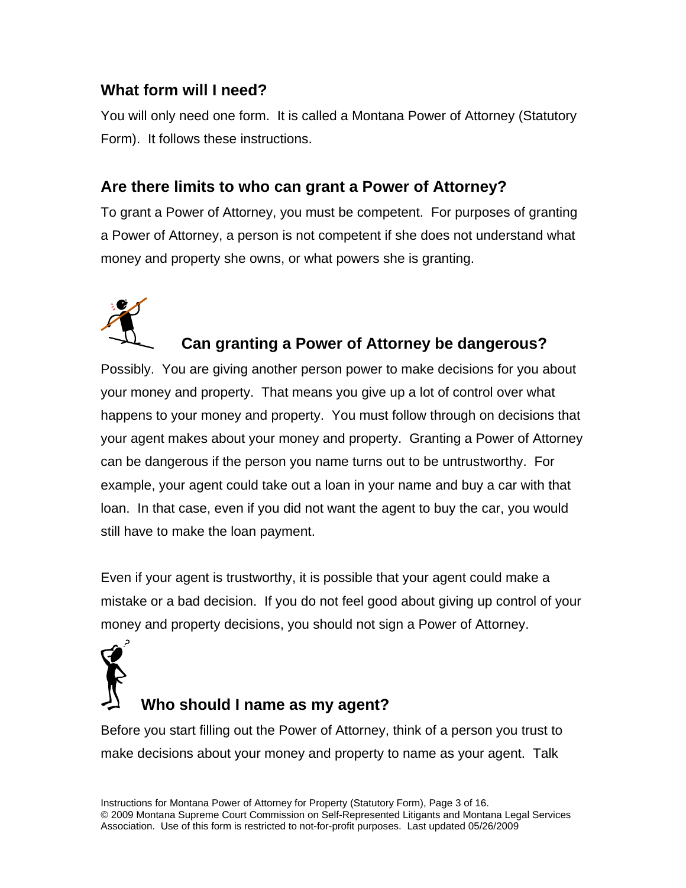### What form will I need?

You will only need one form. It is called a Montana Power of Attorney (Statutory Form). It follows these instructions.

### Are there limits to who can grant a Power of Attorney?

To grant a Power of Attorney, you must be competent. For purposes of granting a Power of Attorney, a person is not competent if she does not understand what money and property she owns, or what powers she is granting.

### Can granting a Power of Attorney be dangerous?

Possibly. You are giving another person power to make decisions for you about your money and property. That means you give up a lot of control over what happens to your money and property. You must follow through on decisions that your agent makes about your money and property. Granting a Power of Attorney can be dangerous if the person you name turns out to be untrustworthy. For example, your agent could take out a loan in your name and buy a car with that loan. In that case, even if you did not want the agent to buy the car, you would still have to make the loan payment.

Even if your agent is trustworthy, it is possible that your agent could make a mistake or a bad decision. If you do not feel good about giving up control of your money and property decisions, you should not sign a Power of Attorney.

### Who should I name as my agent?

Before you start filling out the Power of Attorney, think of a person you trust to make decisions about your money and property to name as your agent. Talk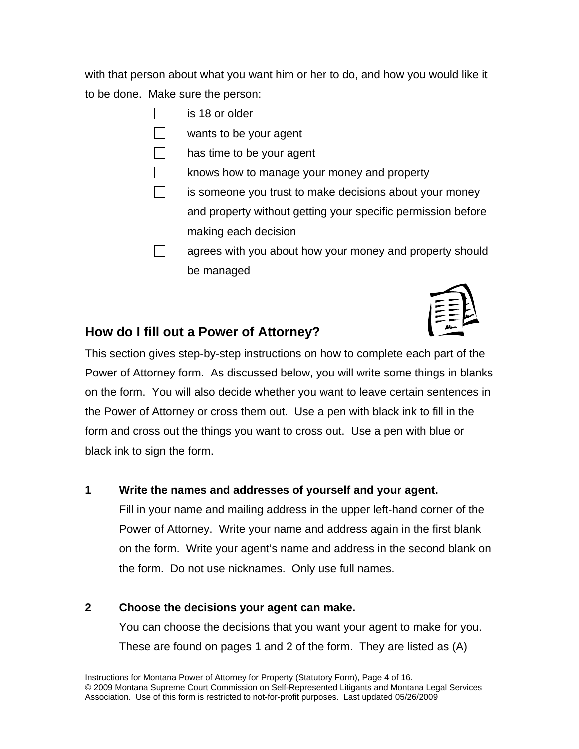with that person about what you want him or her to do, and how you would like it to be done. Make sure the person:

- [ ] is 18 or older
- [ ] wants to be your agent
- [ ] has time to be your agent
- [ ] knows how to manage your money and property
- [ ] is someone you trust to make decisions about your money and property without getting your specific permission before making each decision
- [ ] agrees with you about how your money and property should be managed

## How do I fill out a Power of Attorney?

This section gives step-by-step instructions on how to complete each part of the Power of Attorney form. As discussed below, you will write some things in blanks on the form. You will also decide whether you want to leave certain sentences in the Power of Attorney or cross them out. Use a pen with black ink to fill in the form and cross out the things you want to cross out. Use a pen with blue or black ink to sign the form.

**1 Write the names and addresses of yourself and your agent.**

Fill in your name and mailing address in the upper left-hand corner of the Power of Attorney. Write your name and address again in the first blank on the form. Write your agent's name and address in the second blank on the form. Do not use nicknames. Only use full names.

**2 Choose the decisions your agent can make.**

You can choose the decisions that you want your agent to make for you. These are found on pages 1 and 2 of the form. They are listed as (A)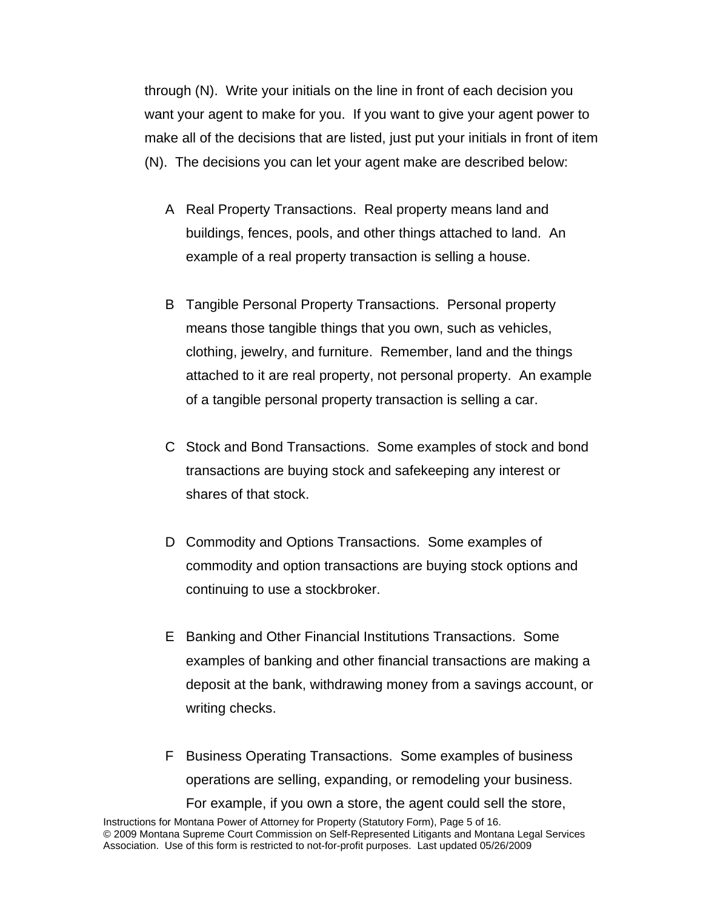through (N). Write your initials on the line in front of each decision you want your agent to make for you. If you want to give your agent power to make all of the decisions that are listed, just put your initials in front of item (N). The decisions you can let your agent make are described below:

A Real Property Transactions. Real property means land and buildings, fences, pools, and other things attached to land. An example of a real property transaction is selling a house.

B Tangible Personal Property Transactions. Personal property means those tangible things that you own, such as vehicles, clothing, jewelry, and furniture. Remember, land and the things attached to it are real property, not personal property. An example of a tangible personal property transaction is selling a car.

C Stock and Bond Transactions. Some examples of stock and bond transactions are buying stock and safekeeping any interest or shares of that stock.

D Commodity and Options Transactions. Some examples of commodity and option transactions are buying stock options and continuing to use a stockbroker.

E Banking and Other Financial Institutions Transactions. Some examples of banking and other financial transactions are making a deposit at the bank, withdrawing money from a savings account, or writing checks.

F Business Operating Transactions. Some examples of business operations are selling, expanding, or remodeling your business. For example, if you own a store, the agent could sell the store,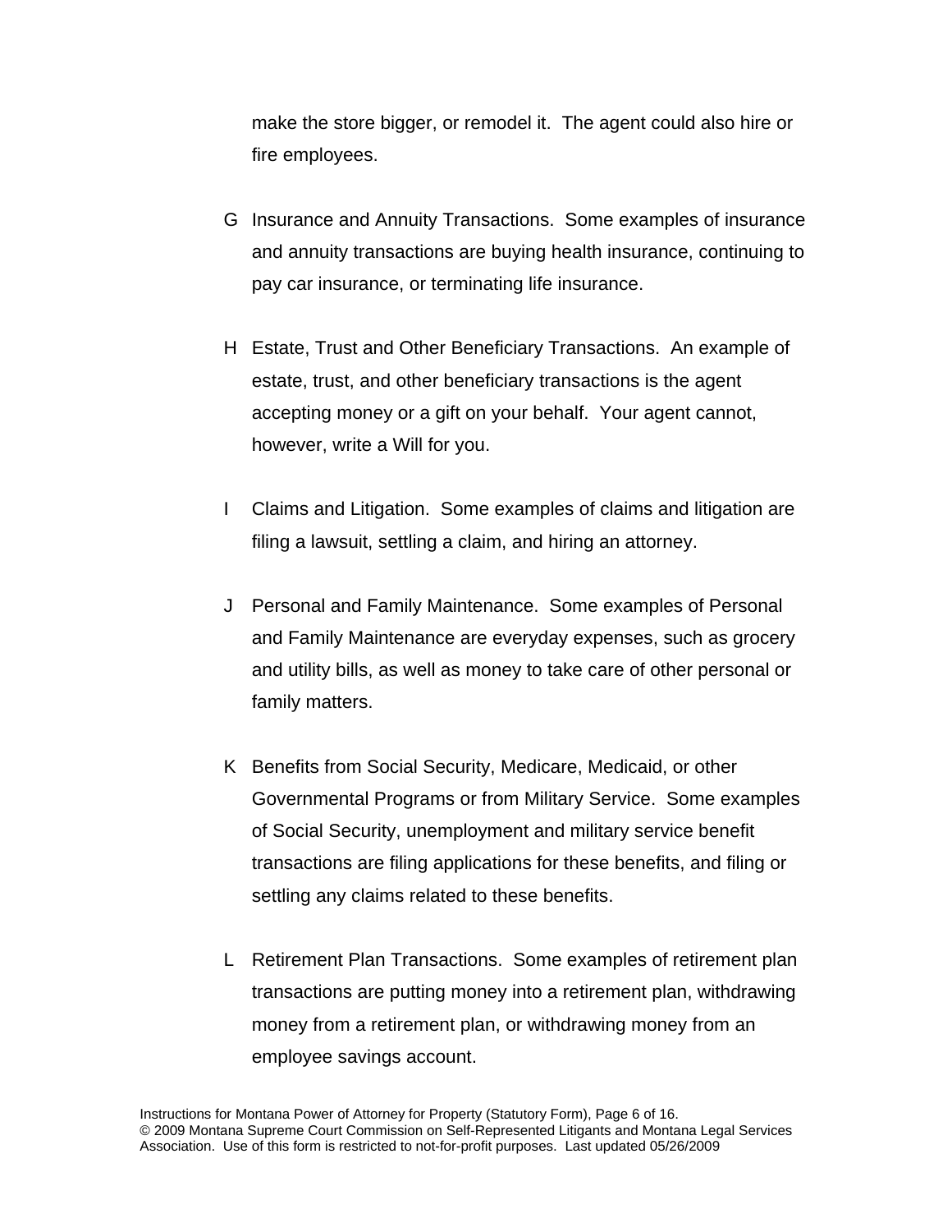make the store bigger, or remodel it.  The agent could also hire or fire employees.

G Insurance and Annuity Transactions.  Some examples of insurance and annuity transactions are buying health insurance, continuing to pay car insurance, or terminating life insurance.

H Estate, Trust and Other Beneficiary Transactions.  An example of estate, trust, and other beneficiary transactions is the agent accepting money or a gift on your behalf.  Your agent cannot, however, write a Will for you.

I Claims and Litigation.  Some examples of claims and litigation are filing a lawsuit, settling a claim, and hiring an attorney.

J Personal and Family Maintenance.  Some examples of Personal and Family Maintenance are everyday expenses, such as grocery and utility bills, as well as money to take care of other personal or family matters.

K Benefits from Social Security, Medicare, Medicaid, or other Governmental Programs or from Military Service.  Some examples of Social Security, unemployment and military service benefit transactions are filing applications for these benefits, and filing or settling any claims related to these benefits.

L Retirement Plan Transactions.  Some examples of retirement plan transactions are putting money into a retirement plan, withdrawing money from a retirement plan, or withdrawing money from an employee savings account.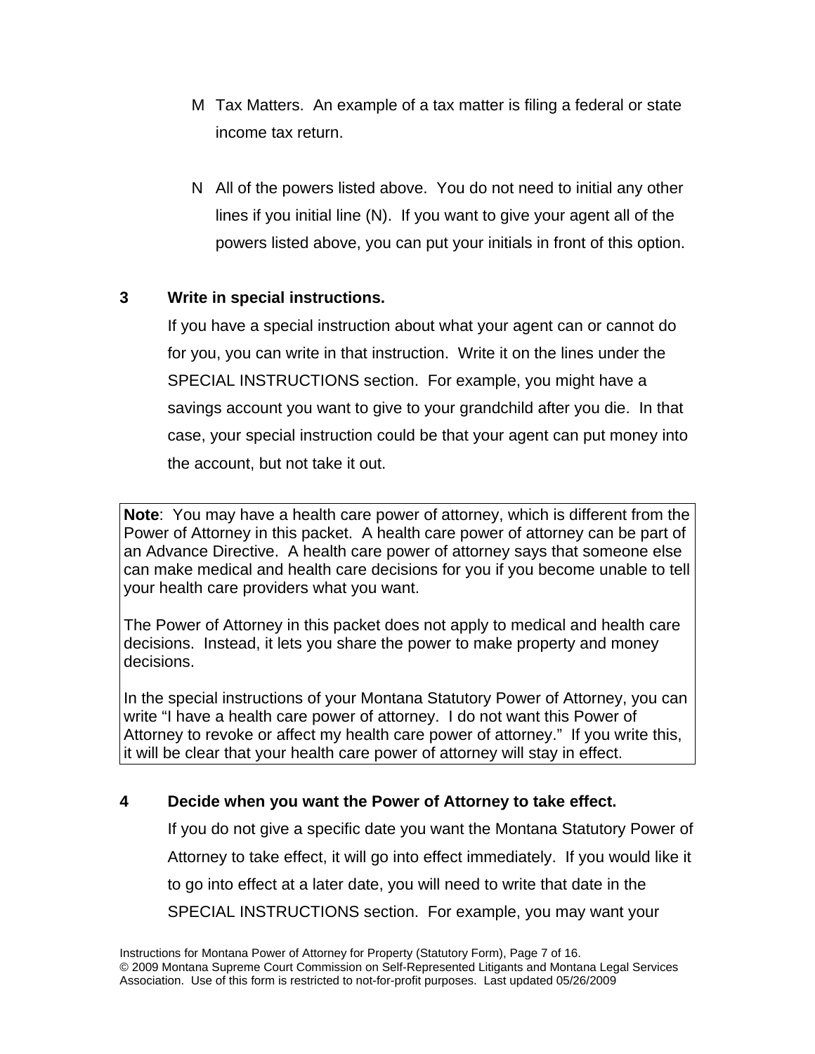M Tax Matters. An example of a tax matter is filing a federal or state income tax return.

N All of the powers listed above. You do not need to initial any other lines if you initial line (N). If you want to give your agent all of the powers listed above, you can put your initials in front of this option.

**3 Write in special instructions.**

If you have a special instruction about what your agent can or cannot do for you, you can write in that instruction. Write it on the lines under the SPECIAL INSTRUCTIONS section. For example, you might have a savings account you want to give to your grandchild after you die. In that case, your special instruction could be that your agent can put money into the account, but not take it out.

> **Note**: You may have a health care power of attorney, which is different from the Power of Attorney in this packet. A health care power of attorney can be part of an Advance Directive. A health care power of attorney says that someone else can make medical and health care decisions for you if you become unable to tell your health care providers what you want.
>
> The Power of Attorney in this packet does not apply to medical and health care decisions. Instead, it lets you share the power to make property and money decisions.
>
> In the special instructions of your Montana Statutory Power of Attorney, you can write "I have a health care power of attorney. I do not want this Power of Attorney to revoke or affect my health care power of attorney." If you write this, it will be clear that your health care power of attorney will stay in effect.

**4 Decide when you want the Power of Attorney to take effect.**

If you do not give a specific date you want the Montana Statutory Power of Attorney to take effect, it will go into effect immediately. If you would like it to go into effect at a later date, you will need to write that date in the SPECIAL INSTRUCTIONS section. For example, you may want your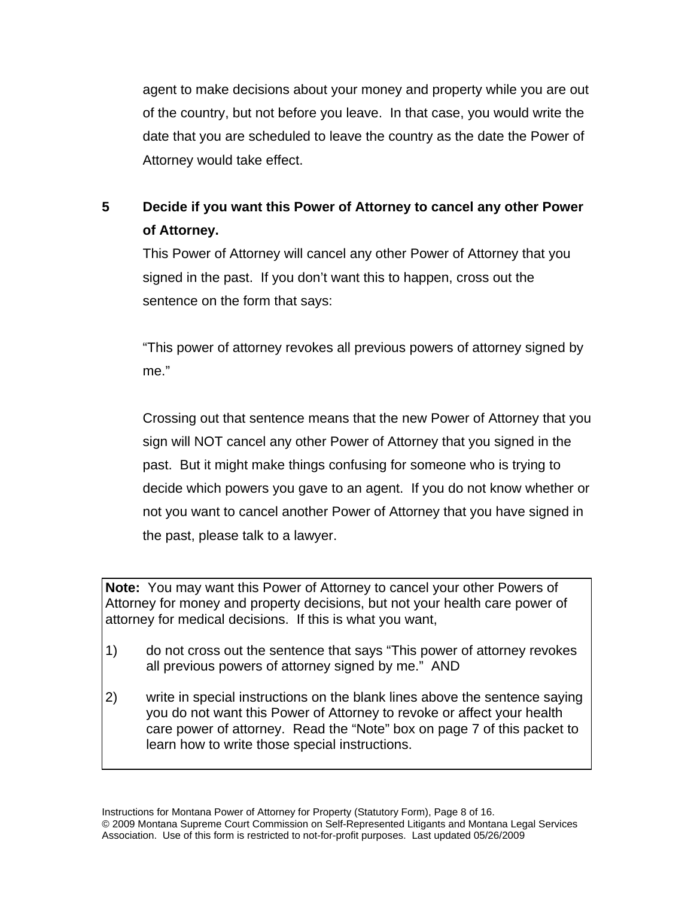agent to make decisions about your money and property while you are out of the country, but not before you leave. In that case, you would write the date that you are scheduled to leave the country as the date the Power of Attorney would take effect.

**5 Decide if you want this Power of Attorney to cancel any other Power of Attorney.**

This Power of Attorney will cancel any other Power of Attorney that you signed in the past. If you don't want this to happen, cross out the sentence on the form that says:

"This power of attorney revokes all previous powers of attorney signed by me."

Crossing out that sentence means that the new Power of Attorney that you sign will NOT cancel any other Power of Attorney that you signed in the past. But it might make things confusing for someone who is trying to decide which powers you gave to an agent. If you do not know whether or not you want to cancel another Power of Attorney that you have signed in the past, please talk to a lawyer.

> **Note:** You may want this Power of Attorney to cancel your other Powers of Attorney for money and property decisions, but not your health care power of attorney for medical decisions. If this is what you want,
>
> 1) do not cross out the sentence that says "This power of attorney revokes all previous powers of attorney signed by me." AND
>
> 2) write in special instructions on the blank lines above the sentence saying you do not want this Power of Attorney to revoke or affect your health care power of attorney. Read the "Note" box on page 7 of this packet to learn how to write those special instructions.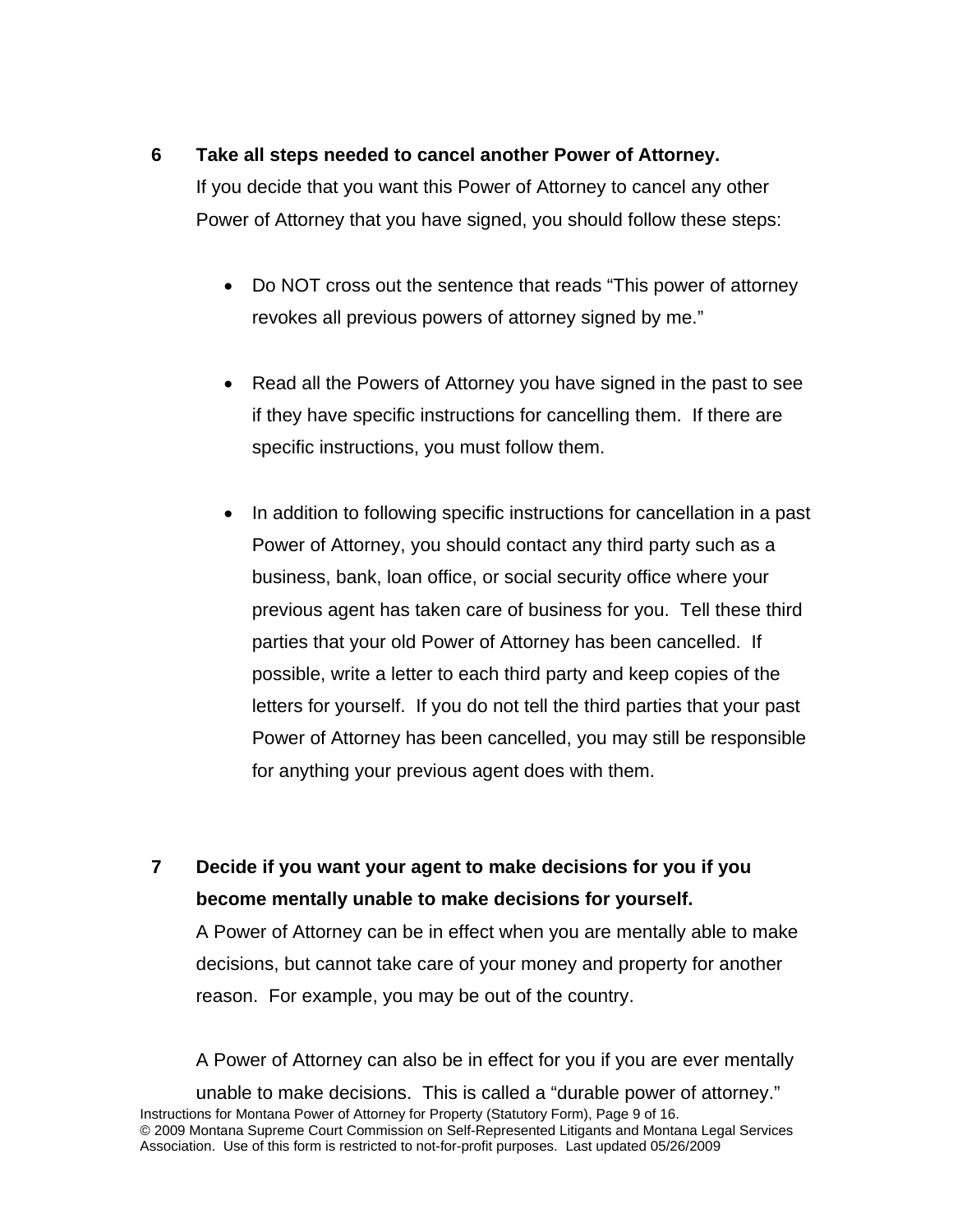**6 Take all steps needed to cancel another Power of Attorney.**

If you decide that you want this Power of Attorney to cancel any other Power of Attorney that you have signed, you should follow these steps:

- Do NOT cross out the sentence that reads "This power of attorney revokes all previous powers of attorney signed by me."

- Read all the Powers of Attorney you have signed in the past to see if they have specific instructions for cancelling them. If there are specific instructions, you must follow them.

- In addition to following specific instructions for cancellation in a past Power of Attorney, you should contact any third party such as a business, bank, loan office, or social security office where your previous agent has taken care of business for you. Tell these third parties that your old Power of Attorney has been cancelled. If possible, write a letter to each third party and keep copies of the letters for yourself. If you do not tell the third parties that your past Power of Attorney has been cancelled, you may still be responsible for anything your previous agent does with them.

**7 Decide if you want your agent to make decisions for you if you become mentally unable to make decisions for yourself.**

A Power of Attorney can be in effect when you are mentally able to make decisions, but cannot take care of your money and property for another reason. For example, you may be out of the country.

A Power of Attorney can also be in effect for you if you are ever mentally unable to make decisions. This is called a "durable power of attorney."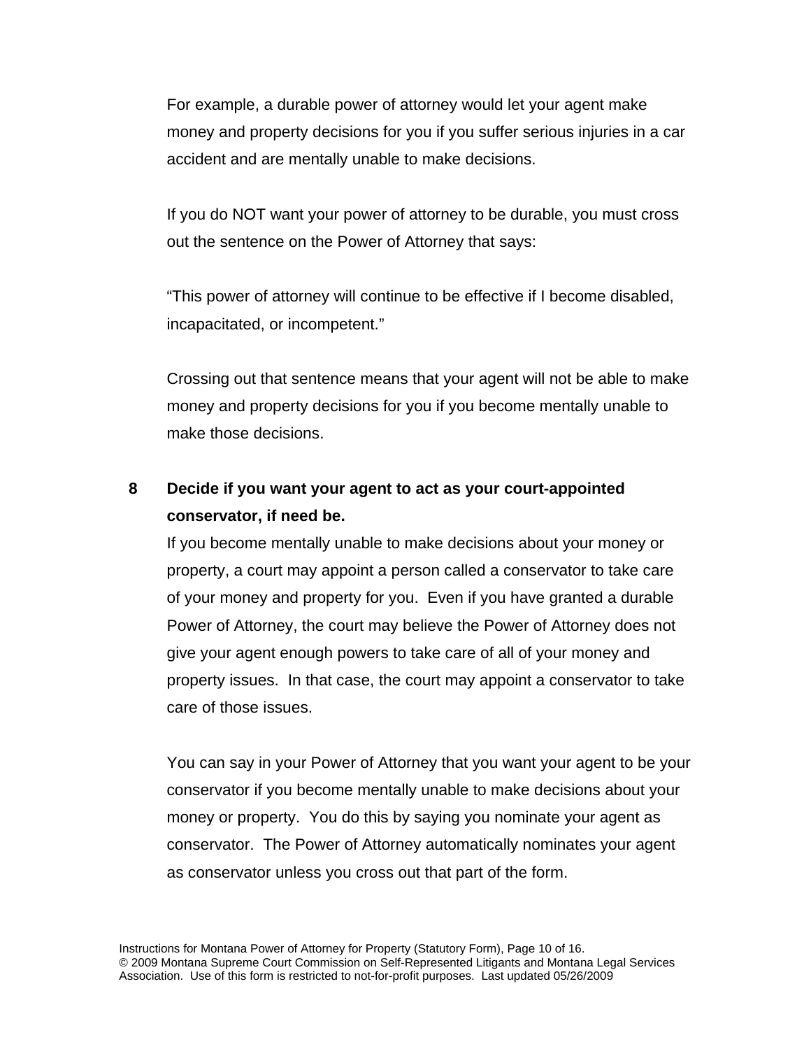For example, a durable power of attorney would let your agent make money and property decisions for you if you suffer serious injuries in a car accident and are mentally unable to make decisions.

If you do NOT want your power of attorney to be durable, you must cross out the sentence on the Power of Attorney that says:

"This power of attorney will continue to be effective if I become disabled, incapacitated, or incompetent."

Crossing out that sentence means that your agent will not be able to make money and property decisions for you if you become mentally unable to make those decisions.

**8 Decide if you want your agent to act as your court-appointed conservator, if need be.**

If you become mentally unable to make decisions about your money or property, a court may appoint a person called a conservator to take care of your money and property for you. Even if you have granted a durable Power of Attorney, the court may believe the Power of Attorney does not give your agent enough powers to take care of all of your money and property issues. In that case, the court may appoint a conservator to take care of those issues.

You can say in your Power of Attorney that you want your agent to be your conservator if you become mentally unable to make decisions about your money or property. You do this by saying you nominate your agent as conservator. The Power of Attorney automatically nominates your agent as conservator unless you cross out that part of the form.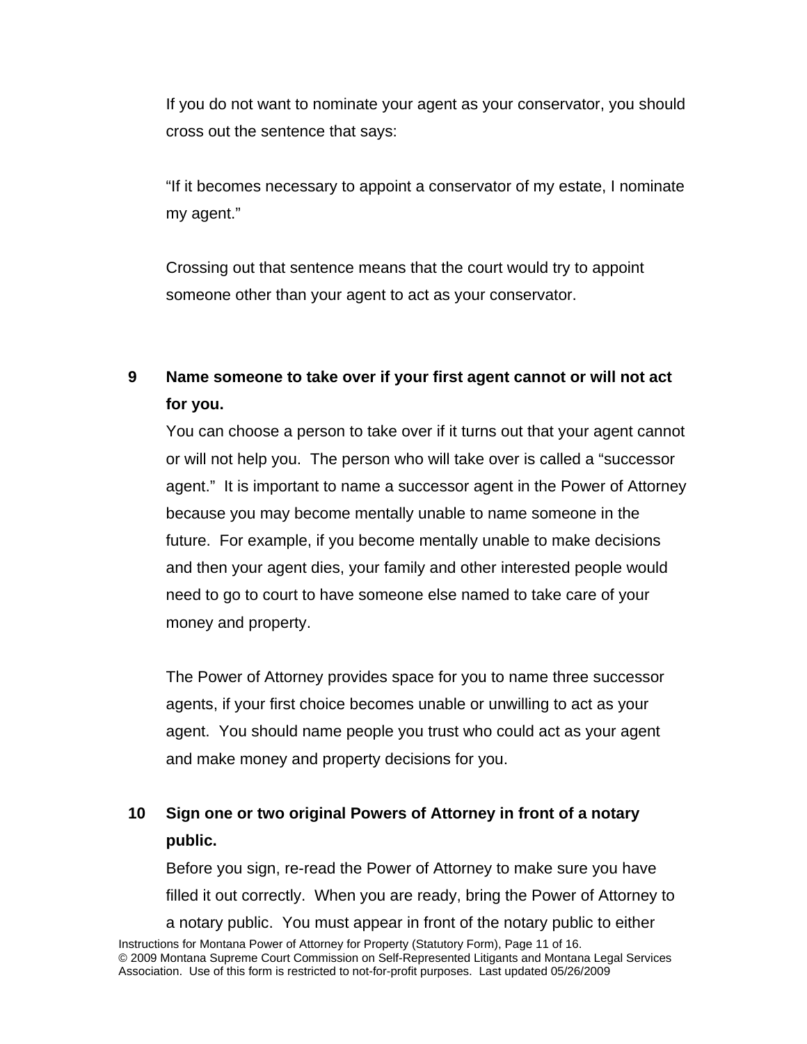If you do not want to nominate your agent as your conservator, you should cross out the sentence that says:

“If it becomes necessary to appoint a conservator of my estate, I nominate my agent.”

Crossing out that sentence means that the court would try to appoint someone other than your agent to act as your conservator.

**9 Name someone to take over if your first agent cannot or will not act for you.**

You can choose a person to take over if it turns out that your agent cannot or will not help you. The person who will take over is called a “successor agent.” It is important to name a successor agent in the Power of Attorney because you may become mentally unable to name someone in the future. For example, if you become mentally unable to make decisions and then your agent dies, your family and other interested people would need to go to court to have someone else named to take care of your money and property.

The Power of Attorney provides space for you to name three successor agents, if your first choice becomes unable or unwilling to act as your agent. You should name people you trust who could act as your agent and make money and property decisions for you.

**10 Sign one or two original Powers of Attorney in front of a notary public.**

Before you sign, re-read the Power of Attorney to make sure you have filled it out correctly. When you are ready, bring the Power of Attorney to a notary public. You must appear in front of the notary public to either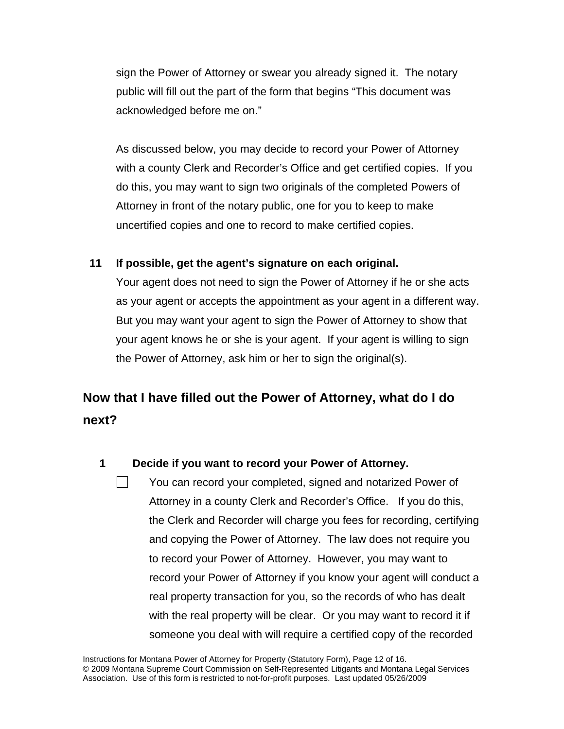sign the Power of Attorney or swear you already signed it. The notary public will fill out the part of the form that begins "This document was acknowledged before me on."

As discussed below, you may decide to record your Power of Attorney with a county Clerk and Recorder's Office and get certified copies. If you do this, you may want to sign two originals of the completed Powers of Attorney in front of the notary public, one for you to keep to make uncertified copies and one to record to make certified copies.

**11 If possible, get the agent's signature on each original.**

Your agent does not need to sign the Power of Attorney if he or she acts as your agent or accepts the appointment as your agent in a different way. But you may want your agent to sign the Power of Attorney to show that your agent knows he or she is your agent. If your agent is willing to sign the Power of Attorney, ask him or her to sign the original(s).

## Now that I have filled out the Power of Attorney, what do I do next?

**1 Decide if you want to record your Power of Attorney.**

☐ You can record your completed, signed and notarized Power of Attorney in a county Clerk and Recorder's Office. If you do this, the Clerk and Recorder will charge you fees for recording, certifying and copying the Power of Attorney. The law does not require you to record your Power of Attorney. However, you may want to record your Power of Attorney if you know your agent will conduct a real property transaction for you, so the records of who has dealt with the real property will be clear. Or you may want to record it if someone you deal with will require a certified copy of the recorded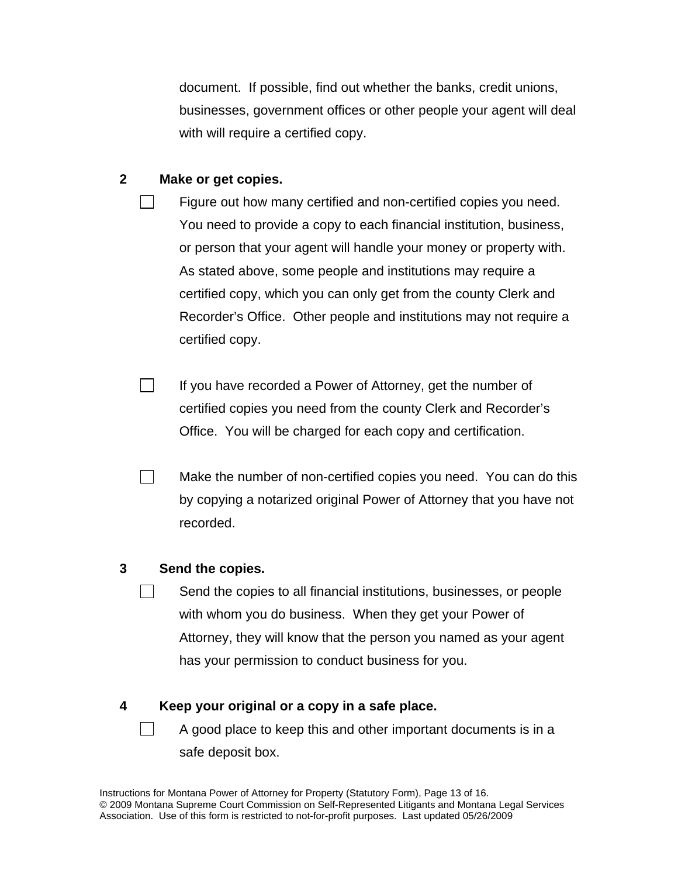document. If possible, find out whether the banks, credit unions, businesses, government offices or other people your agent will deal with will require a certified copy.

**2 Make or get copies.**

- ☐ Figure out how many certified and non-certified copies you need. You need to provide a copy to each financial institution, business, or person that your agent will handle your money or property with. As stated above, some people and institutions may require a certified copy, which you can only get from the county Clerk and Recorder's Office. Other people and institutions may not require a certified copy.

- ☐ If you have recorded a Power of Attorney, get the number of certified copies you need from the county Clerk and Recorder's Office. You will be charged for each copy and certification.

- ☐ Make the number of non-certified copies you need. You can do this by copying a notarized original Power of Attorney that you have not recorded.

**3 Send the copies.**

- ☐ Send the copies to all financial institutions, businesses, or people with whom you do business. When they get your Power of Attorney, they will know that the person you named as your agent has your permission to conduct business for you.

**4 Keep your original or a copy in a safe place.**

- ☐ A good place to keep this and other important documents is in a safe deposit box.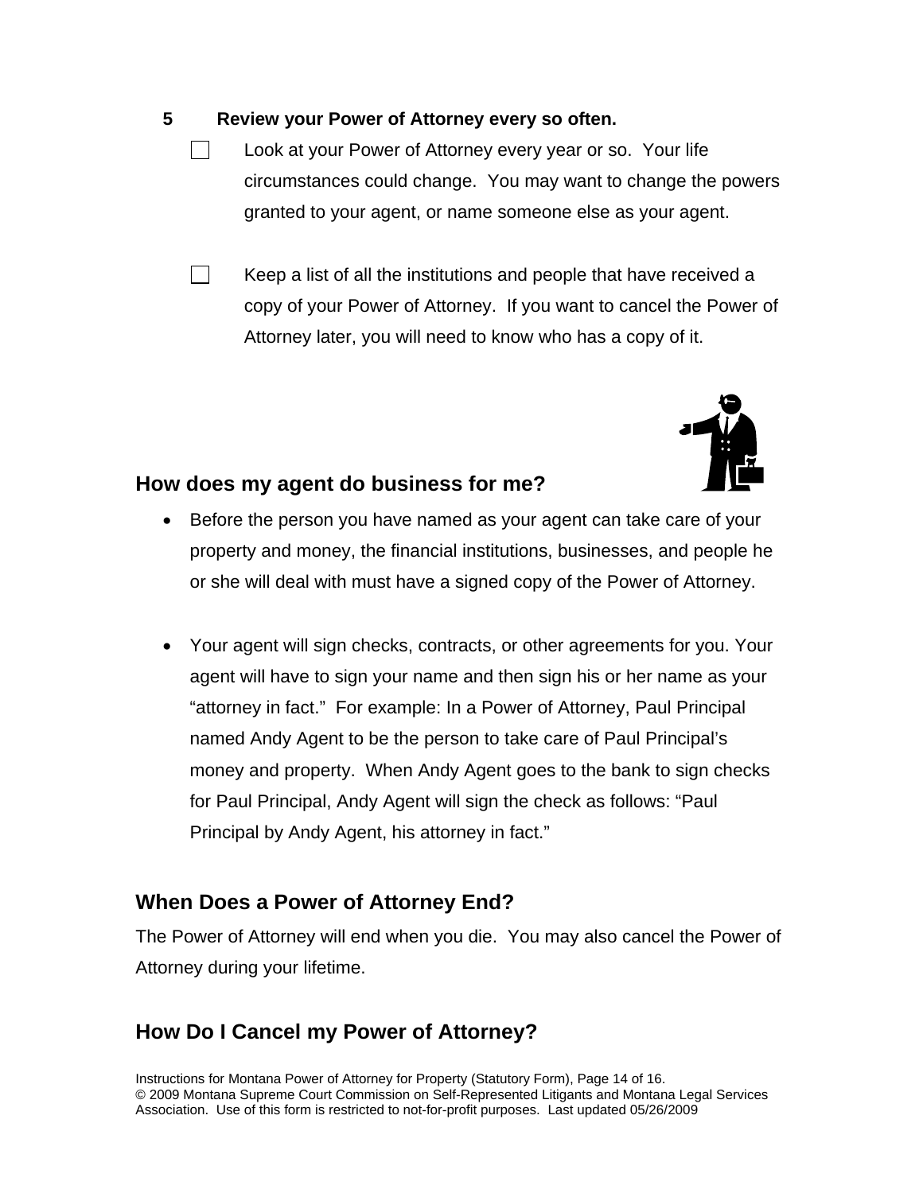**5 Review your Power of Attorney every so often.**

- [ ] Look at your Power of Attorney every year or so. Your life circumstances could change. You may want to change the powers granted to your agent, or name someone else as your agent.

- [ ] Keep a list of all the institutions and people that have received a copy of your Power of Attorney. If you want to cancel the Power of Attorney later, you will need to know who has a copy of it.

## How does my agent do business for me?

- Before the person you have named as your agent can take care of your property and money, the financial institutions, businesses, and people he or she will deal with must have a signed copy of the Power of Attorney.

- Your agent will sign checks, contracts, or other agreements for you. Your agent will have to sign your name and then sign his or her name as your "attorney in fact." For example: In a Power of Attorney, Paul Principal named Andy Agent to be the person to take care of Paul Principal's money and property. When Andy Agent goes to the bank to sign checks for Paul Principal, Andy Agent will sign the check as follows: "Paul Principal by Andy Agent, his attorney in fact."

## When Does a Power of Attorney End?

The Power of Attorney will end when you die. You may also cancel the Power of Attorney during your lifetime.

## How Do I Cancel my Power of Attorney?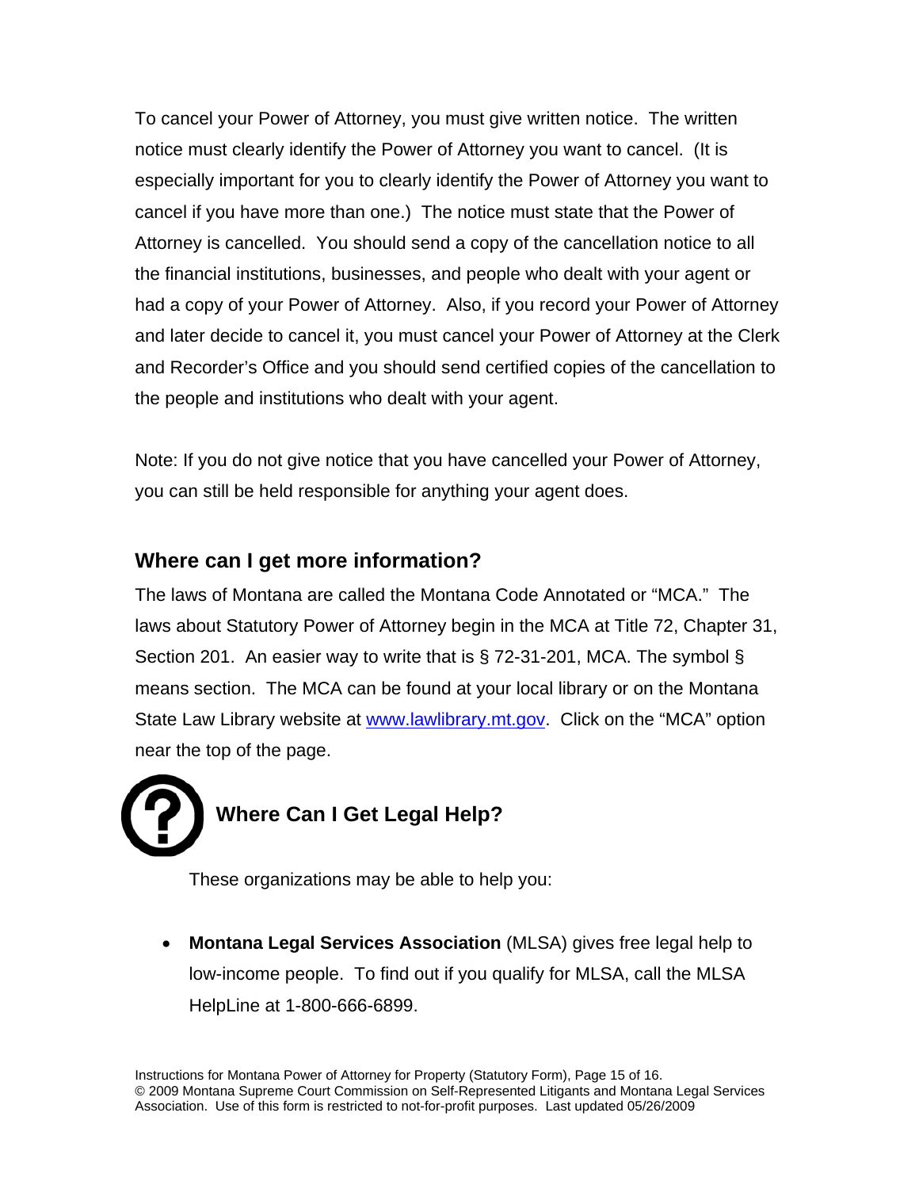To cancel your Power of Attorney, you must give written notice. The written notice must clearly identify the Power of Attorney you want to cancel. (It is especially important for you to clearly identify the Power of Attorney you want to cancel if you have more than one.) The notice must state that the Power of Attorney is cancelled. You should send a copy of the cancellation notice to all the financial institutions, businesses, and people who dealt with your agent or had a copy of your Power of Attorney. Also, if you record your Power of Attorney and later decide to cancel it, you must cancel your Power of Attorney at the Clerk and Recorder's Office and you should send certified copies of the cancellation to the people and institutions who dealt with your agent.

Note: If you do not give notice that you have cancelled your Power of Attorney, you can still be held responsible for anything your agent does.

## Where can I get more information?

The laws of Montana are called the Montana Code Annotated or "MCA." The laws about Statutory Power of Attorney begin in the MCA at Title 72, Chapter 31, Section 201. An easier way to write that is § 72-31-201, MCA. The symbol § means section. The MCA can be found at your local library or on the Montana State Law Library website at www.lawlibrary.mt.gov. Click on the "MCA" option near the top of the page.

## Where Can I Get Legal Help?

These organizations may be able to help you:

- **Montana Legal Services Association** (MLSA) gives free legal help to low-income people. To find out if you qualify for MLSA, call the MLSA HelpLine at 1-800-666-6899.

Instructions for Montana Power of Attorney for Property (Statutory Form), Page 15 of 16.
© 2009 Montana Supreme Court Commission on Self-Represented Litigants and Montana Legal Services Association. Use of this form is restricted to not-for-profit purposes. Last updated 05/26/2009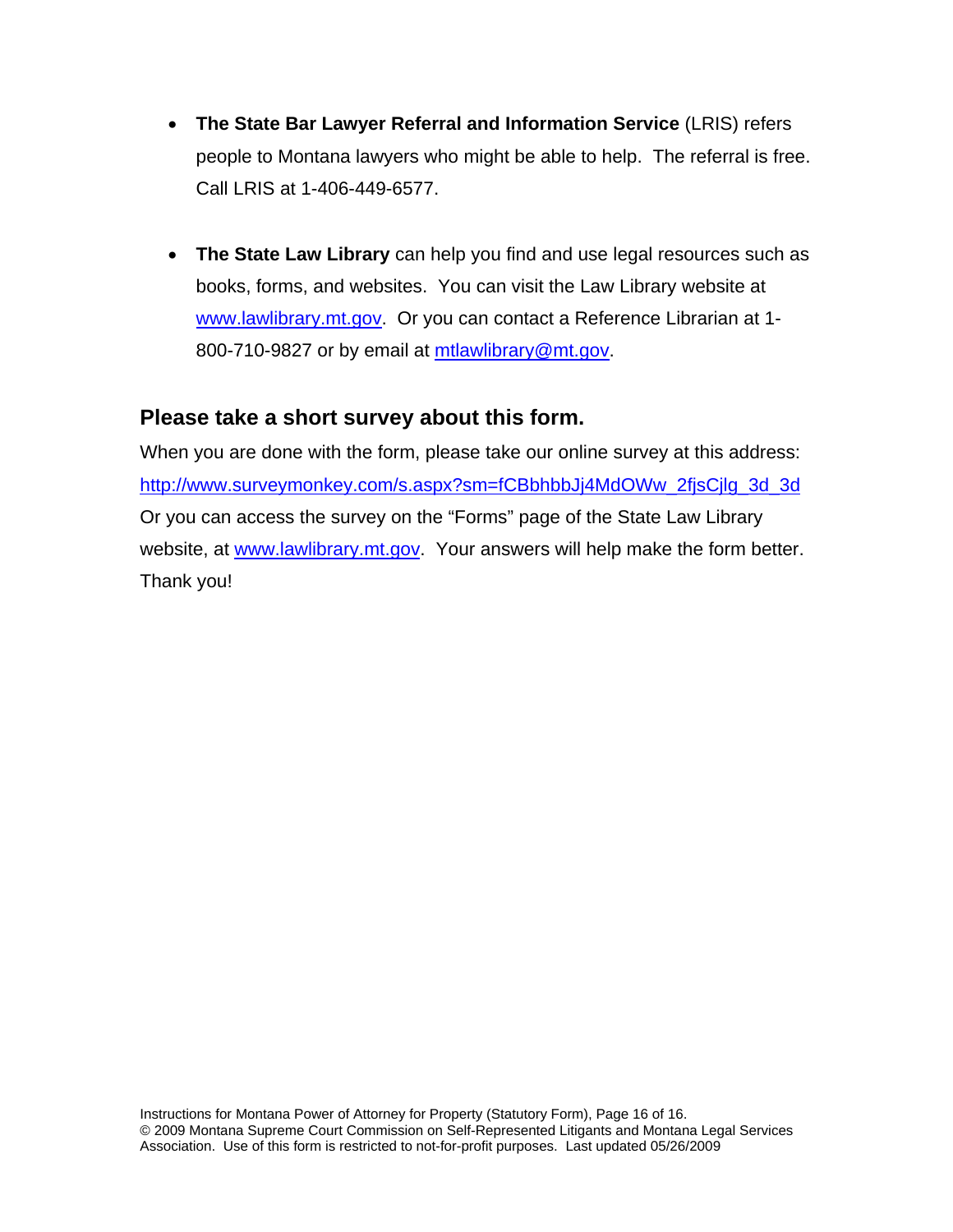- **The State Bar Lawyer Referral and Information Service** (LRIS) refers people to Montana lawyers who might be able to help. The referral is free. Call LRIS at 1-406-449-6577.

- **The State Law Library** can help you find and use legal resources such as books, forms, and websites. You can visit the Law Library website at www.lawlibrary.mt.gov. Or you can contact a Reference Librarian at 1-800-710-9827 or by email at mtlawlibrary@mt.gov.

## Please take a short survey about this form.

When you are done with the form, please take our online survey at this address: http://www.surveymonkey.com/s.aspx?sm=fCBbhbbJj4MdOWw_2fjsCjlg_3d_3d Or you can access the survey on the "Forms" page of the State Law Library website, at www.lawlibrary.mt.gov. Your answers will help make the form better. Thank you!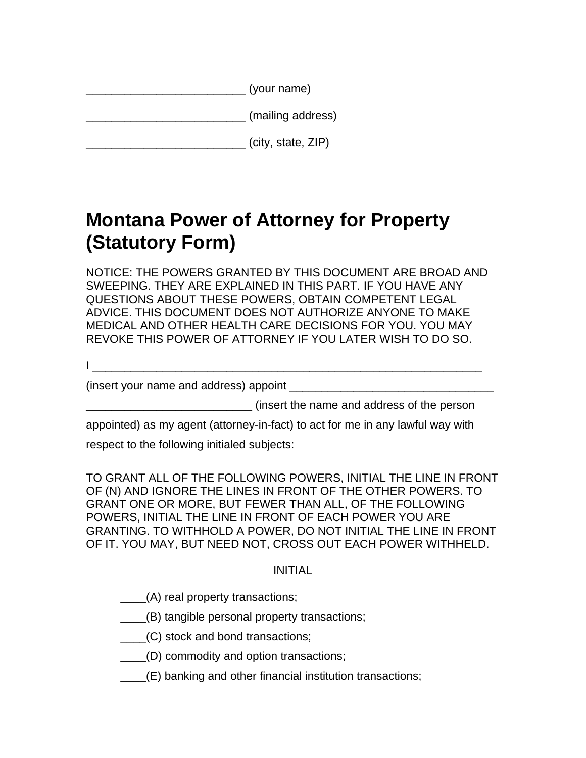_________________________ (your name)

_________________________ (mailing address)

_________________________ (city, state, ZIP)

# Montana Power of Attorney for Property (Statutory Form)

NOTICE: THE POWERS GRANTED BY THIS DOCUMENT ARE BROAD AND SWEEPING. THEY ARE EXPLAINED IN THIS PART. IF YOU HAVE ANY QUESTIONS ABOUT THESE POWERS, OBTAIN COMPETENT LEGAL ADVICE. THIS DOCUMENT DOES NOT AUTHORIZE ANYONE TO MAKE MEDICAL AND OTHER HEALTH CARE DECISIONS FOR YOU. YOU MAY REVOKE THIS POWER OF ATTORNEY IF YOU LATER WISH TO DO SO.

I ______________________________________________________________

(insert your name and address) appoint ________________________________

__________________________ (insert the name and address of the person appointed) as my agent (attorney-in-fact) to act for me in any lawful way with respect to the following initialed subjects:

TO GRANT ALL OF THE FOLLOWING POWERS, INITIAL THE LINE IN FRONT OF (N) AND IGNORE THE LINES IN FRONT OF THE OTHER POWERS. TO GRANT ONE OR MORE, BUT FEWER THAN ALL, OF THE FOLLOWING POWERS, INITIAL THE LINE IN FRONT OF EACH POWER YOU ARE GRANTING. TO WITHHOLD A POWER, DO NOT INITIAL THE LINE IN FRONT OF IT. YOU MAY, BUT NEED NOT, CROSS OUT EACH POWER WITHHELD.

INITIAL

____(A) real property transactions;

____(B) tangible personal property transactions;

____(C) stock and bond transactions;

____(D) commodity and option transactions;

____(E) banking and other financial institution transactions;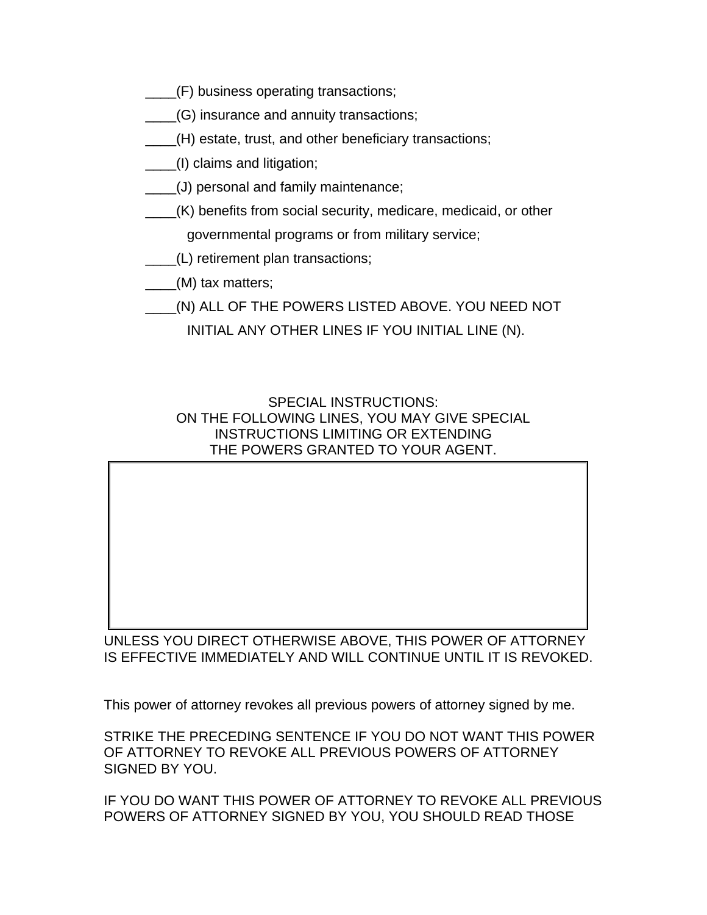____(F) business operating transactions;

____(G) insurance and annuity transactions;

____(H) estate, trust, and other beneficiary transactions;

____(I) claims and litigation;

____(J) personal and family maintenance;

____(K) benefits from social security, medicare, medicaid, or other governmental programs or from military service;

____(L) retirement plan transactions;

____(M) tax matters;

____(N) ALL OF THE POWERS LISTED ABOVE. YOU NEED NOT INITIAL ANY OTHER LINES IF YOU INITIAL LINE (N).

SPECIAL INSTRUCTIONS:
ON THE FOLLOWING LINES, YOU MAY GIVE SPECIAL INSTRUCTIONS LIMITING OR EXTENDING THE POWERS GRANTED TO YOUR AGENT.

| |
|---|
| |

UNLESS YOU DIRECT OTHERWISE ABOVE, THIS POWER OF ATTORNEY IS EFFECTIVE IMMEDIATELY AND WILL CONTINUE UNTIL IT IS REVOKED.

This power of attorney revokes all previous powers of attorney signed by me.

STRIKE THE PRECEDING SENTENCE IF YOU DO NOT WANT THIS POWER OF ATTORNEY TO REVOKE ALL PREVIOUS POWERS OF ATTORNEY SIGNED BY YOU.

IF YOU DO WANT THIS POWER OF ATTORNEY TO REVOKE ALL PREVIOUS POWERS OF ATTORNEY SIGNED BY YOU, YOU SHOULD READ THOSE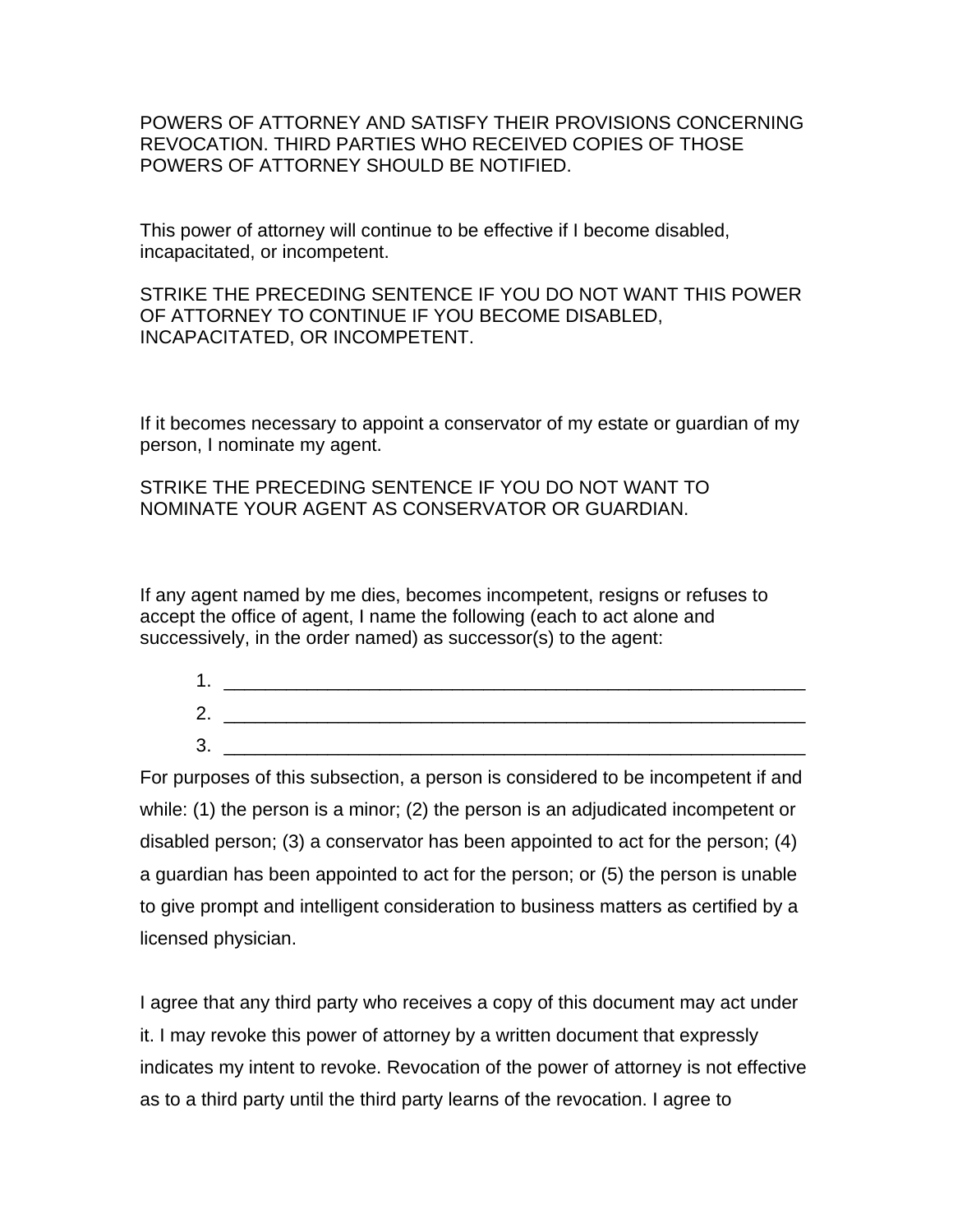POWERS OF ATTORNEY AND SATISFY THEIR PROVISIONS CONCERNING REVOCATION. THIRD PARTIES WHO RECEIVED COPIES OF THOSE POWERS OF ATTORNEY SHOULD BE NOTIFIED.

This power of attorney will continue to be effective if I become disabled, incapacitated, or incompetent.

STRIKE THE PRECEDING SENTENCE IF YOU DO NOT WANT THIS POWER OF ATTORNEY TO CONTINUE IF YOU BECOME DISABLED, INCAPACITATED, OR INCOMPETENT.

If it becomes necessary to appoint a conservator of my estate or guardian of my person, I nominate my agent.

STRIKE THE PRECEDING SENTENCE IF YOU DO NOT WANT TO NOMINATE YOUR AGENT AS CONSERVATOR OR GUARDIAN.

If any agent named by me dies, becomes incompetent, resigns or refuses to accept the office of agent, I name the following (each to act alone and successively, in the order named) as successor(s) to the agent:

1. ___________________________________________________________
2. ___________________________________________________________
3. ___________________________________________________________

For purposes of this subsection, a person is considered to be incompetent if and while: (1) the person is a minor; (2) the person is an adjudicated incompetent or disabled person; (3) a conservator has been appointed to act for the person; (4) a guardian has been appointed to act for the person; or (5) the person is unable to give prompt and intelligent consideration to business matters as certified by a licensed physician.

I agree that any third party who receives a copy of this document may act under it. I may revoke this power of attorney by a written document that expressly indicates my intent to revoke. Revocation of the power of attorney is not effective as to a third party until the third party learns of the revocation. I agree to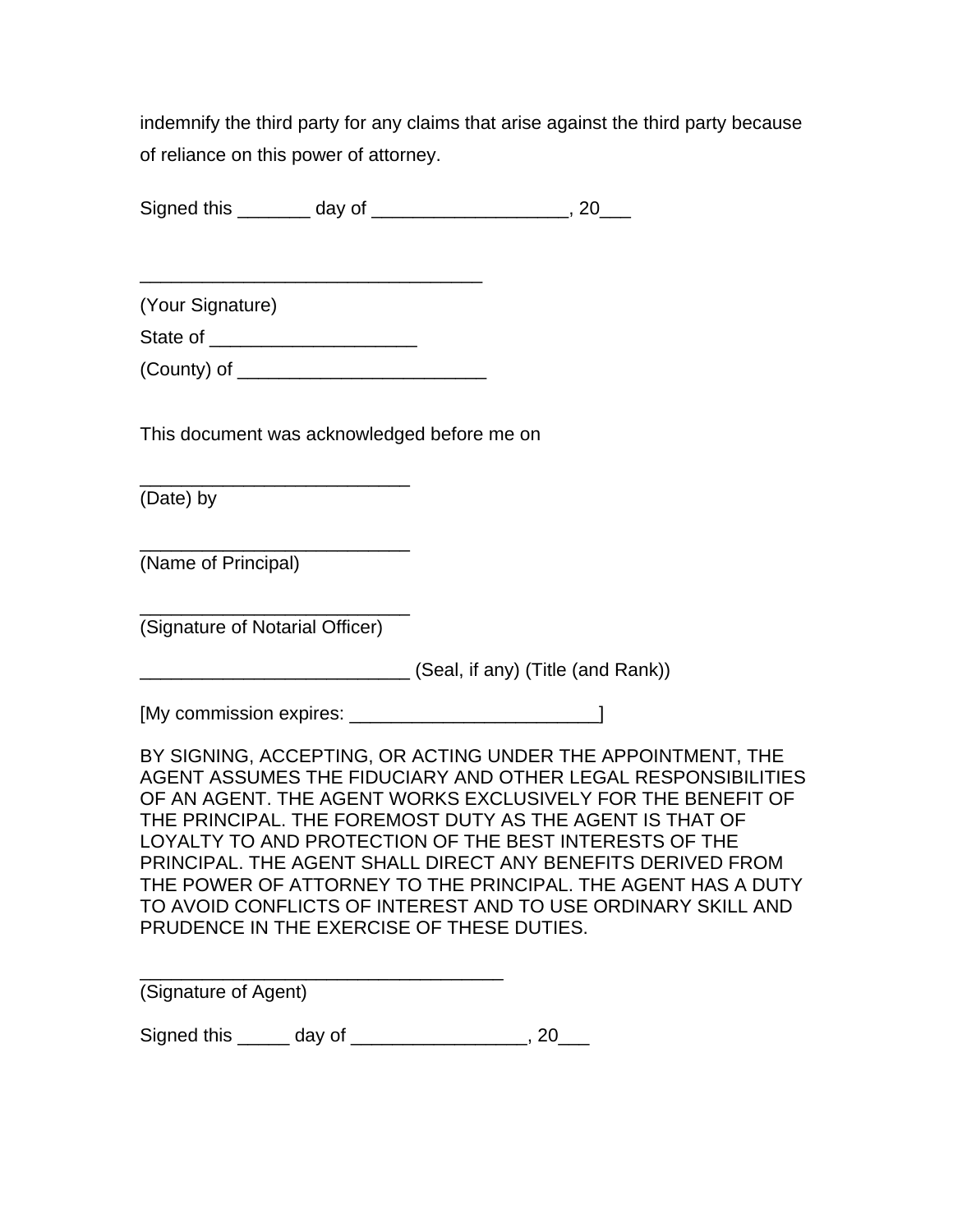indemnify the third party for any claims that arise against the third party because of reliance on this power of attorney.

Signed this _______ day of ___________________, 20___

_________________________________
(Your Signature)

State of ____________________

(County) of ________________________

This document was acknowledged before me on

__________________________
(Date) by

__________________________
(Name of Principal)

__________________________
(Signature of Notarial Officer)

__________________________ (Seal, if any) (Title (and Rank))

[My commission expires: ________________________]

BY SIGNING, ACCEPTING, OR ACTING UNDER THE APPOINTMENT, THE AGENT ASSUMES THE FIDUCIARY AND OTHER LEGAL RESPONSIBILITIES OF AN AGENT. THE AGENT WORKS EXCLUSIVELY FOR THE BENEFIT OF THE PRINCIPAL. THE FOREMOST DUTY AS THE AGENT IS THAT OF LOYALTY TO AND PROTECTION OF THE BEST INTERESTS OF THE PRINCIPAL. THE AGENT SHALL DIRECT ANY BENEFITS DERIVED FROM THE POWER OF ATTORNEY TO THE PRINCIPAL. THE AGENT HAS A DUTY TO AVOID CONFLICTS OF INTEREST AND TO USE ORDINARY SKILL AND PRUDENCE IN THE EXERCISE OF THESE DUTIES.

___________________________________
(Signature of Agent)

Signed this _____ day of _________________, 20___